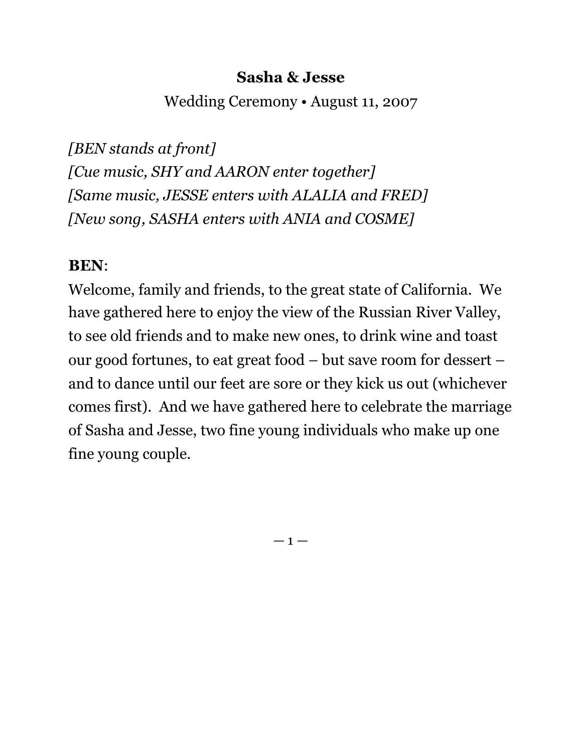**Sasha & Jesse**

Wedding Ceremony • August 11, 2007

*[BEN stands at front]*
*[Cue music, SHY and AARON enter together]*
*[Same music, JESSE enters with ALALIA and FRED]*
*[New song, SASHA enters with ANIA and COSME]*

**BEN**:

Welcome, family and friends, to the great state of California. We have gathered here to enjoy the view of the Russian River Valley, to see old friends and to make new ones, to drink wine and toast our good fortunes, to eat great food – but save room for dessert – and to dance until our feet are sore or they kick us out (whichever comes first). And we have gathered here to celebrate the marriage of Sasha and Jesse, two fine young individuals who make up one fine young couple.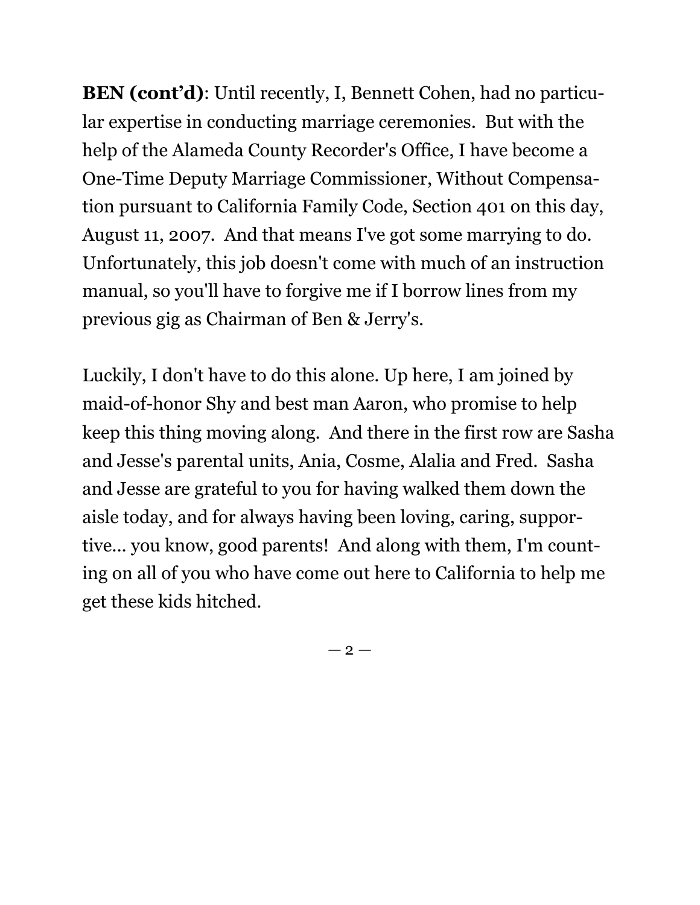**BEN (cont'd)**: Until recently, I, Bennett Cohen, had no particular expertise in conducting marriage ceremonies. But with the help of the Alameda County Recorder's Office, I have become a One-Time Deputy Marriage Commissioner, Without Compensation pursuant to California Family Code, Section 401 on this day, August 11, 2007. And that means I've got some marrying to do. Unfortunately, this job doesn't come with much of an instruction manual, so you'll have to forgive me if I borrow lines from my previous gig as Chairman of Ben & Jerry's.

Luckily, I don't have to do this alone. Up here, I am joined by maid-of-honor Shy and best man Aaron, who promise to help keep this thing moving along. And there in the first row are Sasha and Jesse's parental units, Ania, Cosme, Alalia and Fred. Sasha and Jesse are grateful to you for having walked them down the aisle today, and for always having been loving, caring, supportive... you know, good parents! And along with them, I'm counting on all of you who have come out here to California to help me get these kids hitched.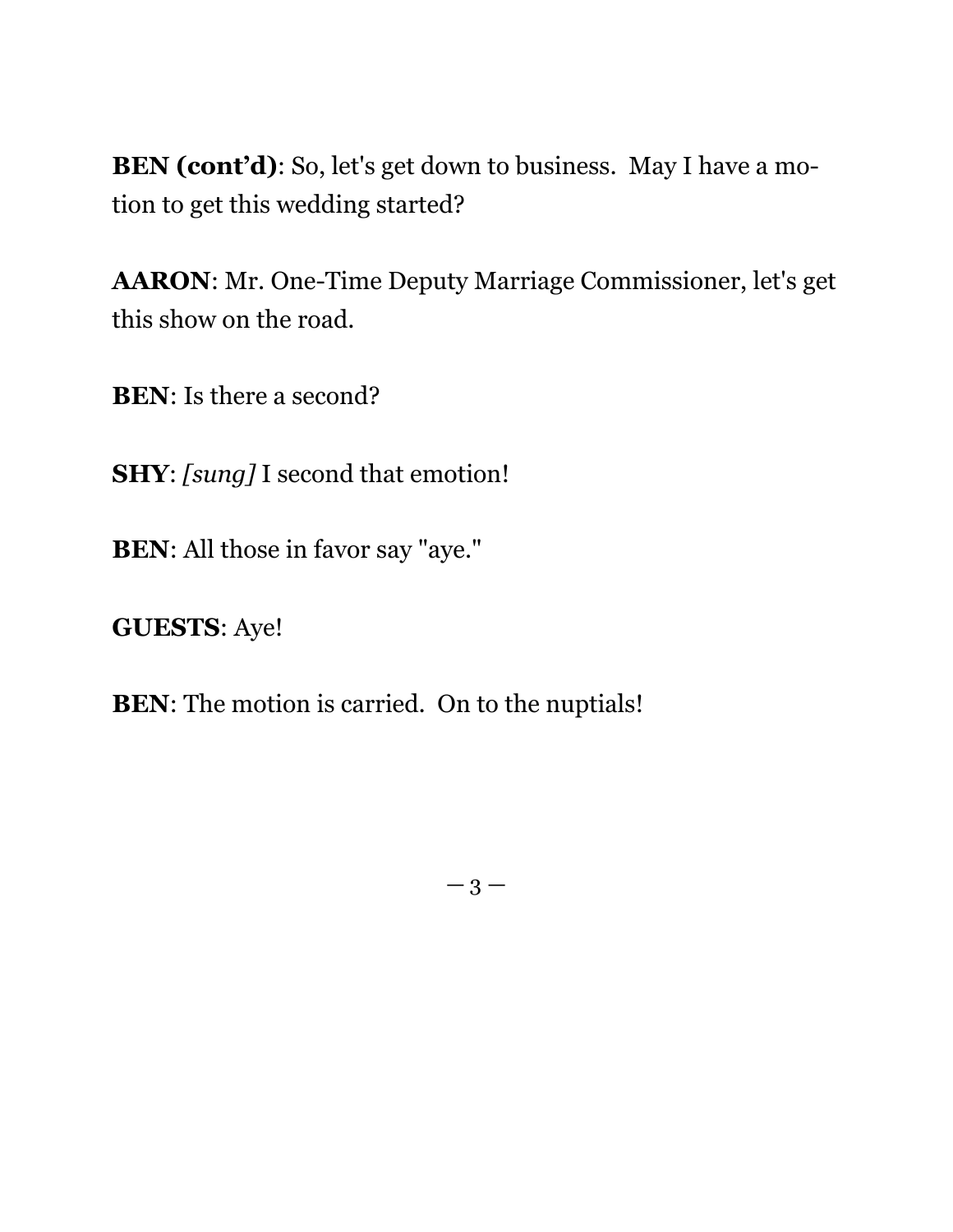**BEN (cont'd)**: So, let's get down to business. May I have a motion to get this wedding started?

**AARON**: Mr. One-Time Deputy Marriage Commissioner, let's get this show on the road.

**BEN**: Is there a second?

**SHY**: *[sung]* I second that emotion!

**BEN**: All those in favor say "aye."

**GUESTS**: Aye!

**BEN**: The motion is carried. On to the nuptials!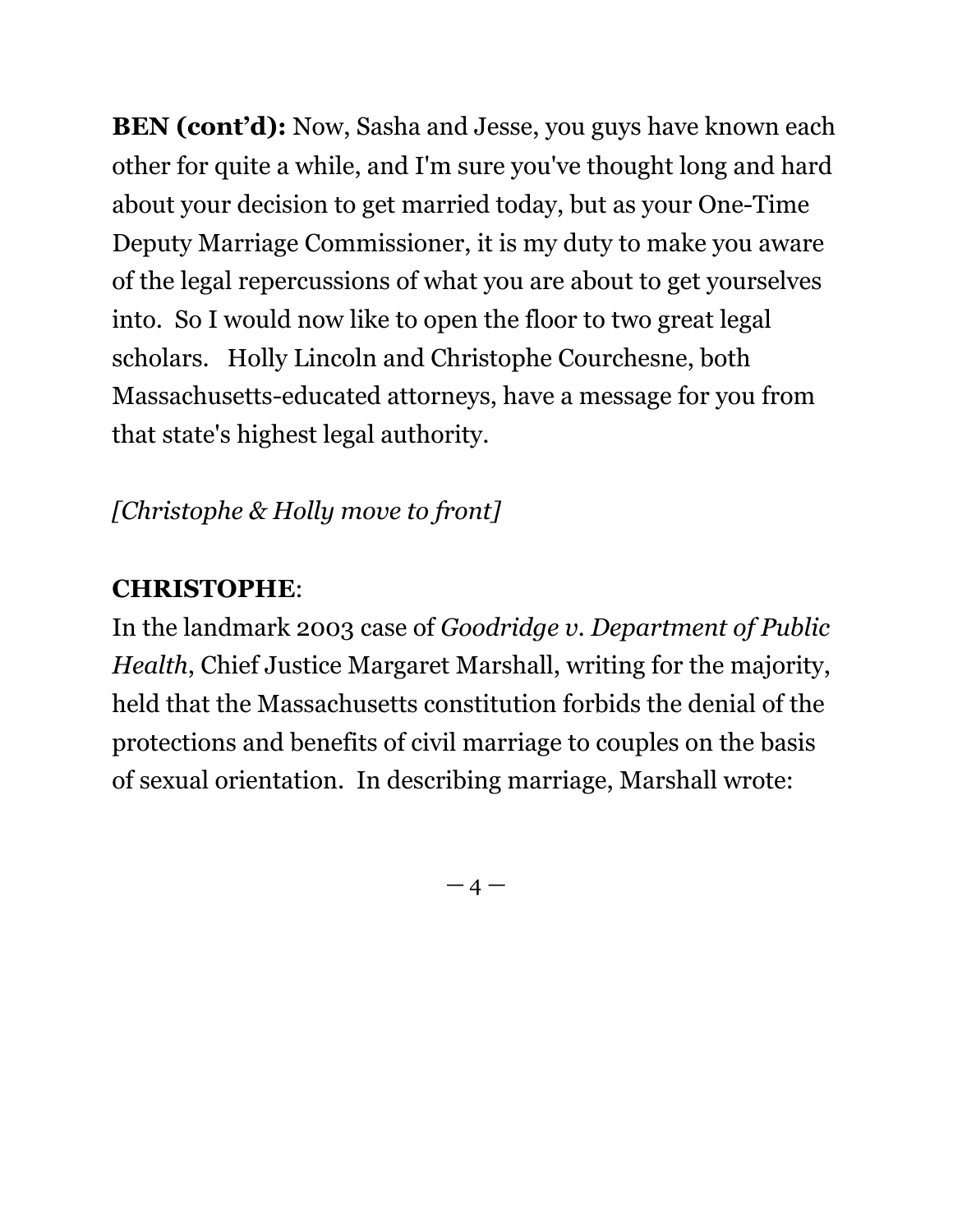**BEN (cont'd):** Now, Sasha and Jesse, you guys have known each other for quite a while, and I'm sure you've thought long and hard about your decision to get married today, but as your One-Time Deputy Marriage Commissioner, it is my duty to make you aware of the legal repercussions of what you are about to get yourselves into. So I would now like to open the floor to two great legal scholars. Holly Lincoln and Christophe Courchesne, both Massachusetts-educated attorneys, have a message for you from that state's highest legal authority.

*[Christophe & Holly move to front]*

**CHRISTOPHE**:
In the landmark 2003 case of *Goodridge v. Department of Public Health*, Chief Justice Margaret Marshall, writing for the majority, held that the Massachusetts constitution forbids the denial of the protections and benefits of civil marriage to couples on the basis of sexual orientation. In describing marriage, Marshall wrote: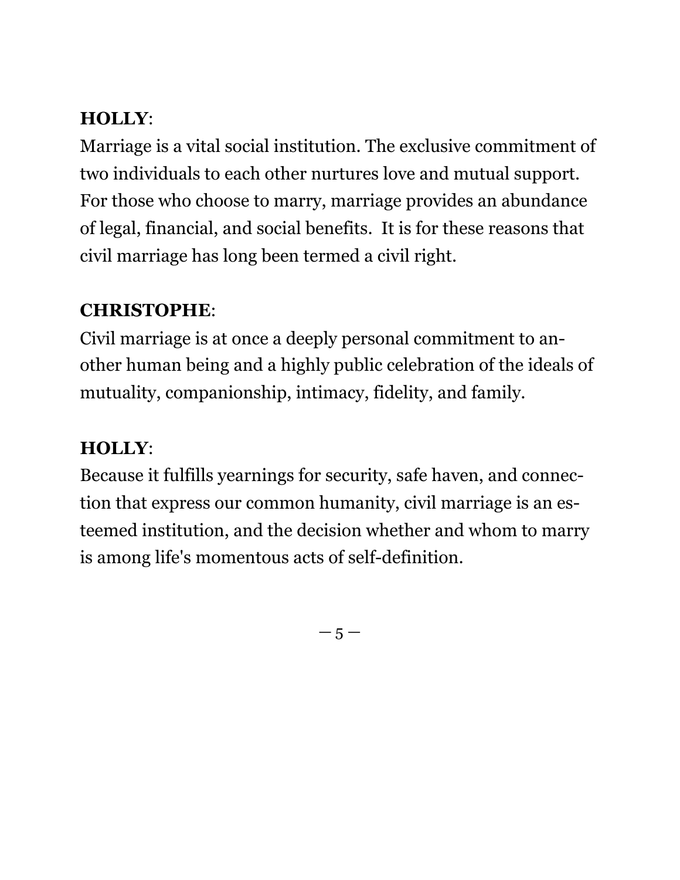**HOLLY**:
Marriage is a vital social institution. The exclusive commitment of two individuals to each other nurtures love and mutual support. For those who choose to marry, marriage provides an abundance of legal, financial, and social benefits. It is for these reasons that civil marriage has long been termed a civil right.

**CHRISTOPHE**:
Civil marriage is at once a deeply personal commitment to another human being and a highly public celebration of the ideals of mutuality, companionship, intimacy, fidelity, and family.

**HOLLY**:
Because it fulfills yearnings for security, safe haven, and connection that express our common humanity, civil marriage is an esteemed institution, and the decision whether and whom to marry is among life's momentous acts of self-definition.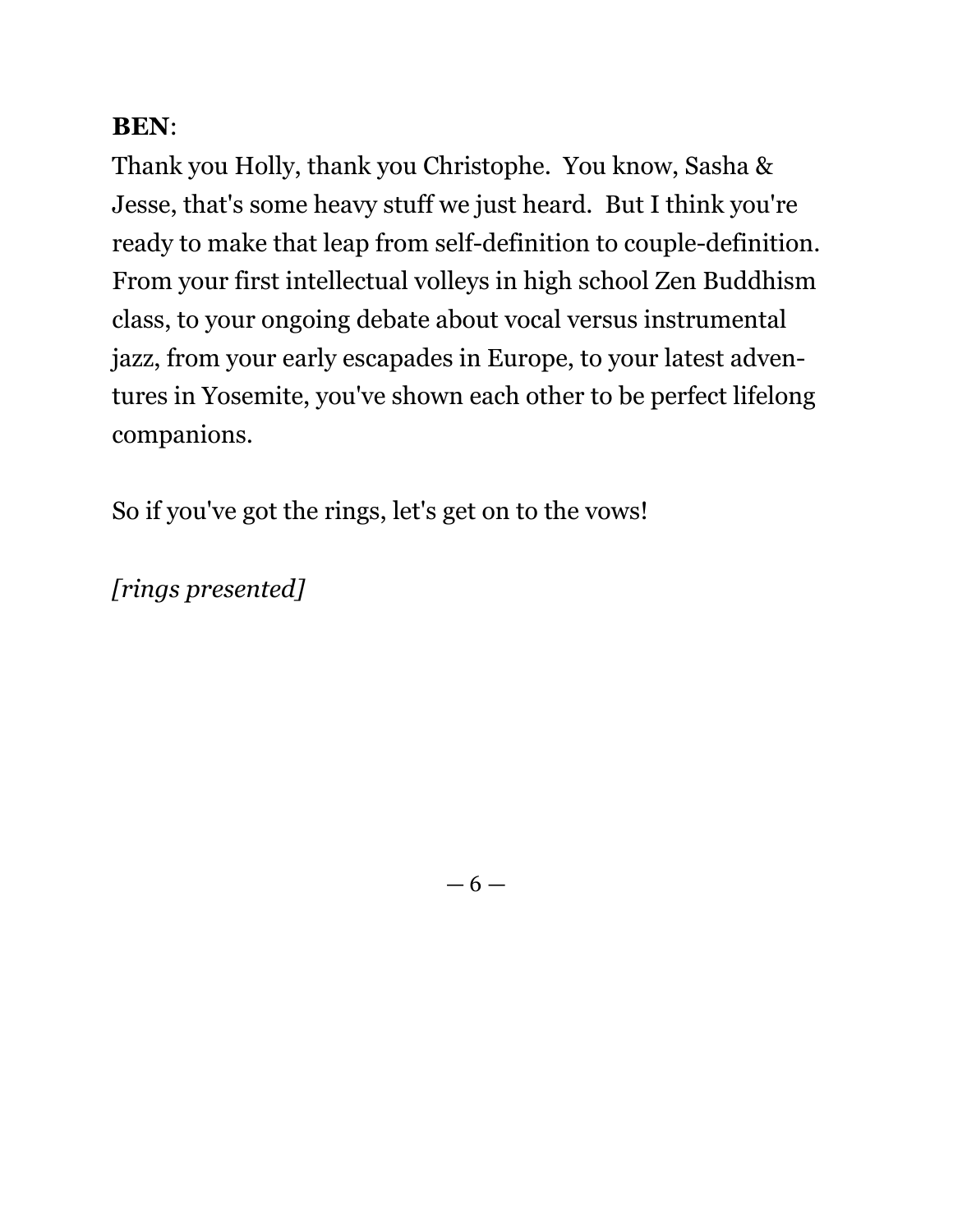**BEN**:

Thank you Holly, thank you Christophe.  You know, Sasha & Jesse, that's some heavy stuff we just heard.  But I think you're ready to make that leap from self-definition to couple-definition. From your first intellectual volleys in high school Zen Buddhism class, to your ongoing debate about vocal versus instrumental jazz, from your early escapades in Europe, to your latest adventures in Yosemite, you've shown each other to be perfect lifelong companions.

So if you've got the rings, let's get on to the vows!

*[rings presented]*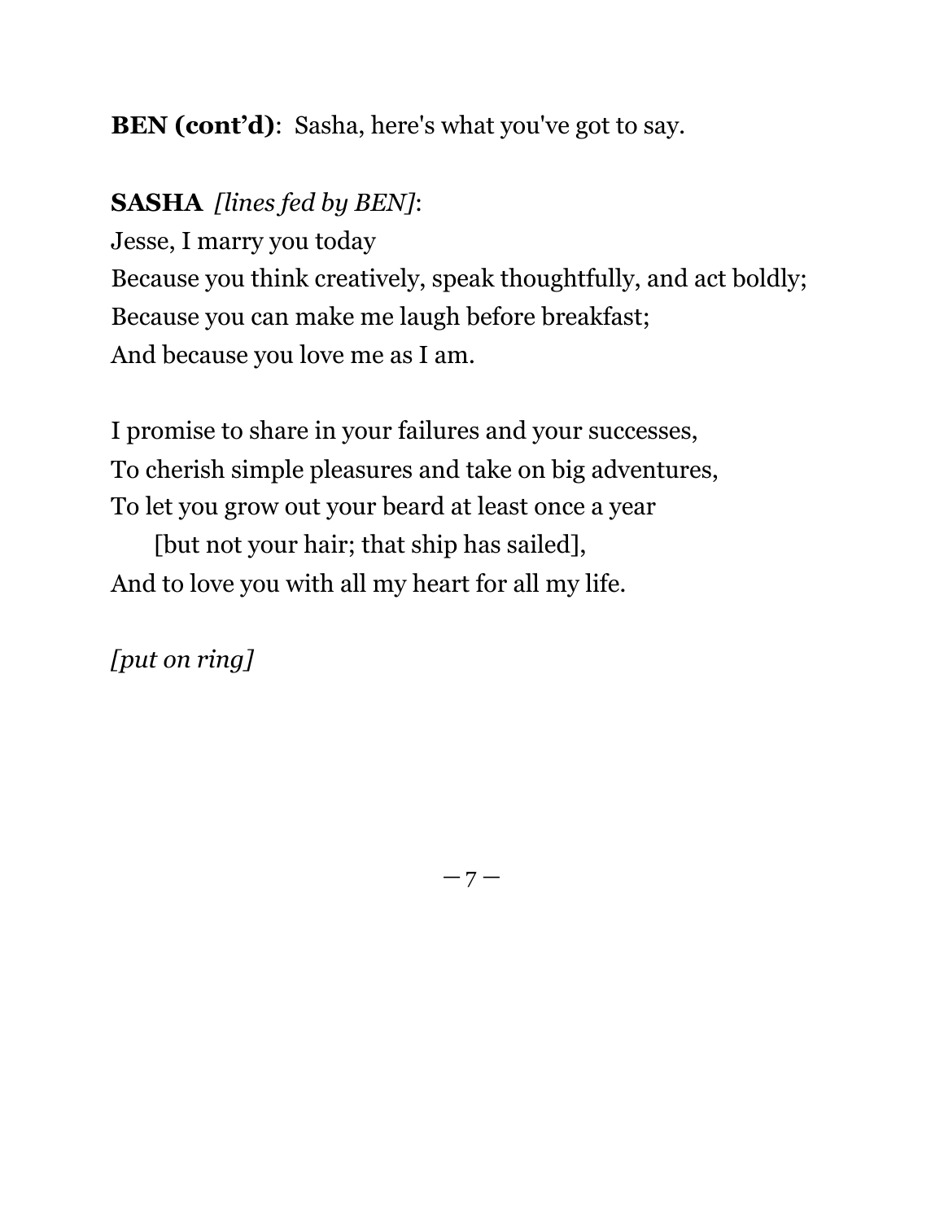**BEN (cont'd)**: Sasha, here's what you've got to say.

**SASHA** *[lines fed by BEN]*:
Jesse, I marry you today
Because you think creatively, speak thoughtfully, and act boldly;
Because you can make me laugh before breakfast;
And because you love me as I am.

I promise to share in your failures and your successes,
To cherish simple pleasures and take on big adventures,
To let you grow out your beard at least once a year
  [but not your hair; that ship has sailed],
And to love you with all my heart for all my life.

*[put on ring]*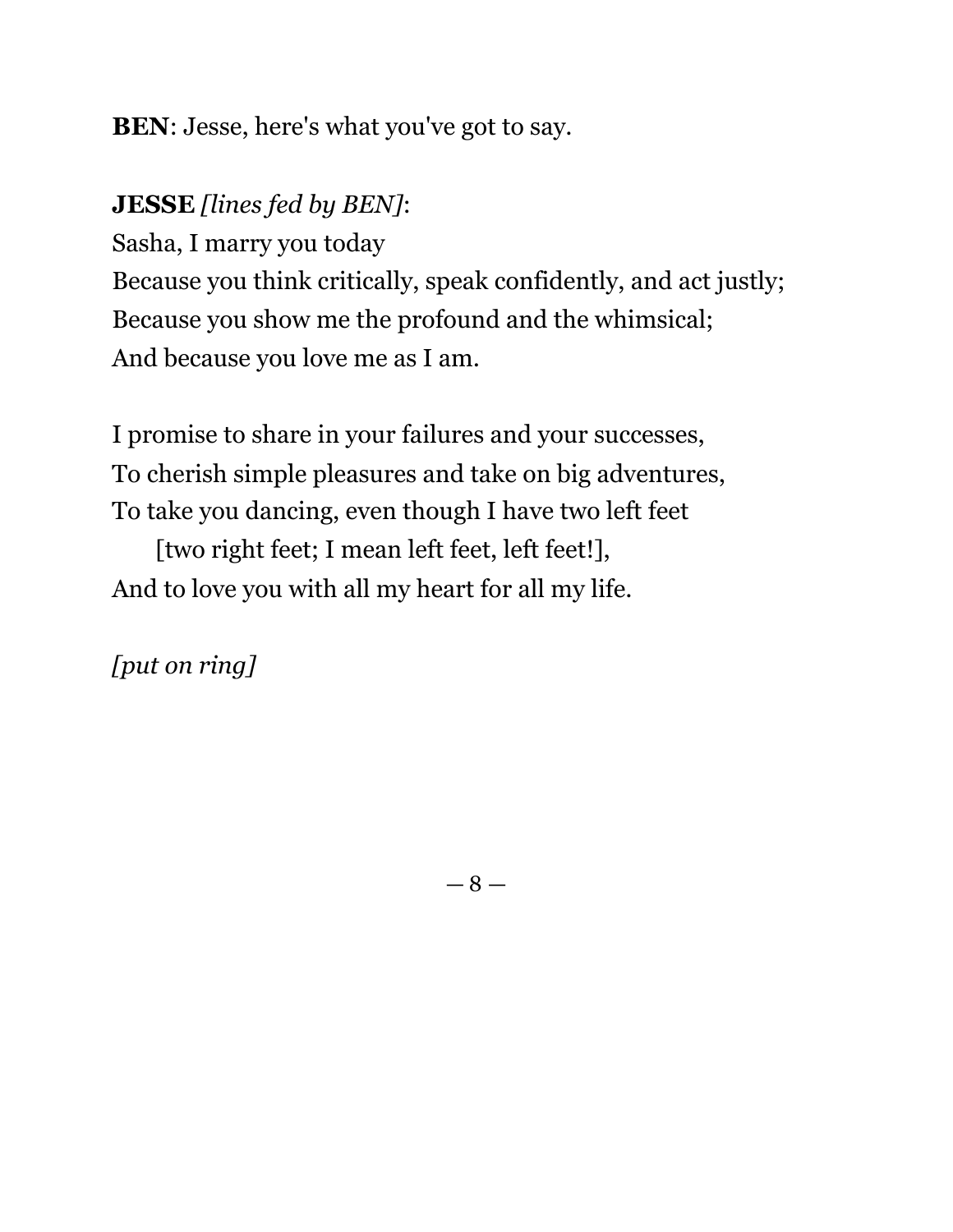**BEN**: Jesse, here's what you've got to say.

**JESSE** *[lines fed by BEN]*:
Sasha, I marry you today
Because you think critically, speak confidently, and act justly;
Because you show me the profound and the whimsical;
And because you love me as I am.

I promise to share in your failures and your successes,
To cherish simple pleasures and take on big adventures,
To take you dancing, even though I have two left feet
    [two right feet; I mean left feet, left feet!],
And to love you with all my heart for all my life.

*[put on ring]*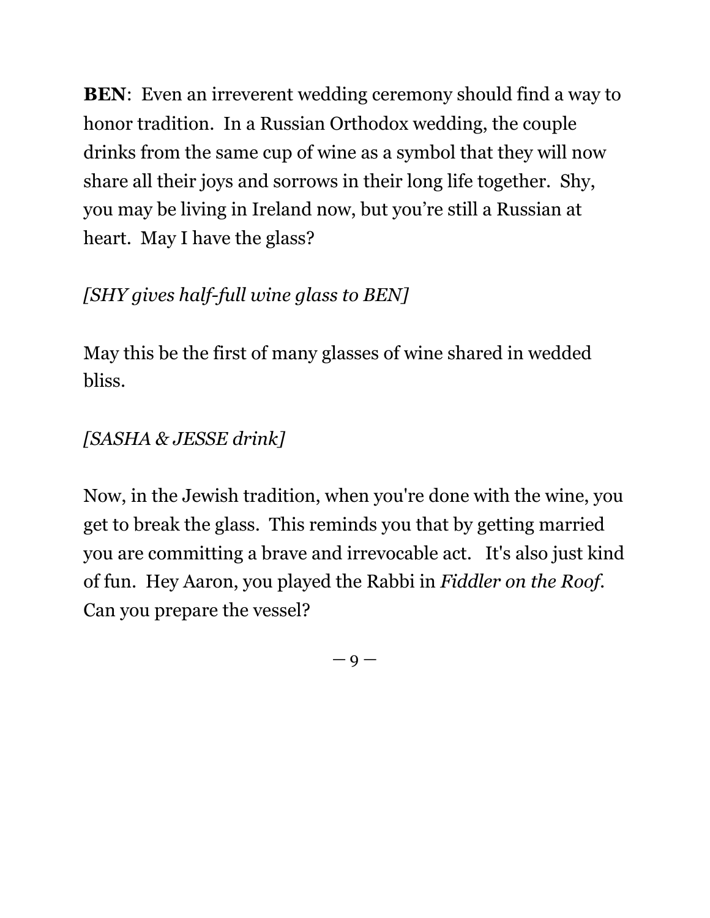**BEN**: Even an irreverent wedding ceremony should find a way to honor tradition. In a Russian Orthodox wedding, the couple drinks from the same cup of wine as a symbol that they will now share all their joys and sorrows in their long life together. Shy, you may be living in Ireland now, but you're still a Russian at heart. May I have the glass?

*[SHY gives half-full wine glass to BEN]*

May this be the first of many glasses of wine shared in wedded bliss.

*[SASHA & JESSE drink]*

Now, in the Jewish tradition, when you're done with the wine, you get to break the glass. This reminds you that by getting married you are committing a brave and irrevocable act. It's also just kind of fun. Hey Aaron, you played the Rabbi in *Fiddler on the Roof*. Can you prepare the vessel?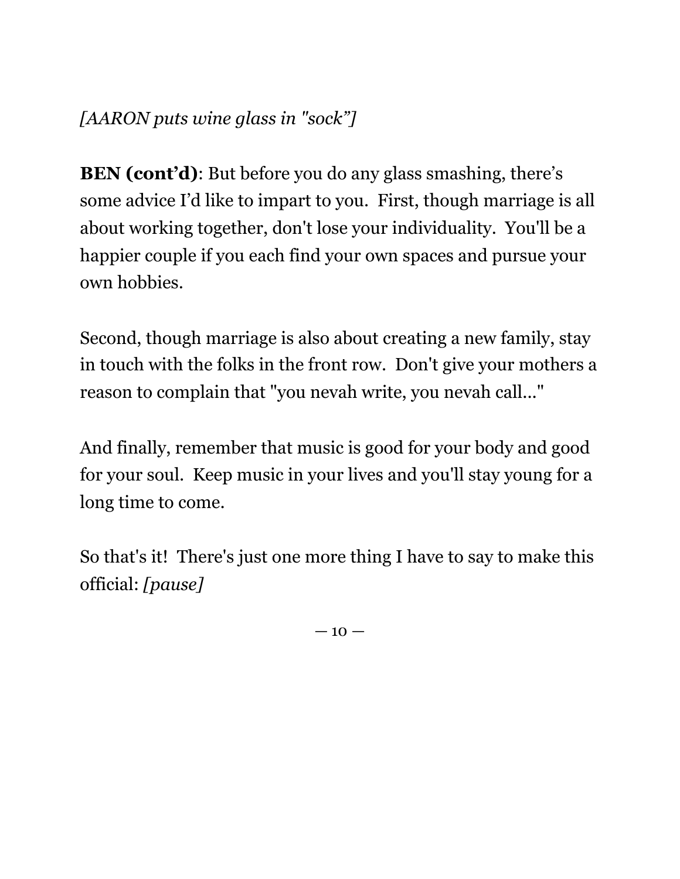*[AARON puts wine glass in "sock"]*

**BEN (cont'd)**: But before you do any glass smashing, there's some advice I'd like to impart to you. First, though marriage is all about working together, don't lose your individuality. You'll be a happier couple if you each find your own spaces and pursue your own hobbies.

Second, though marriage is also about creating a new family, stay in touch with the folks in the front row. Don't give your mothers a reason to complain that "you nevah write, you nevah call..."

And finally, remember that music is good for your body and good for your soul. Keep music in your lives and you'll stay young for a long time to come.

So that's it! There's just one more thing I have to say to make this official: *[pause]*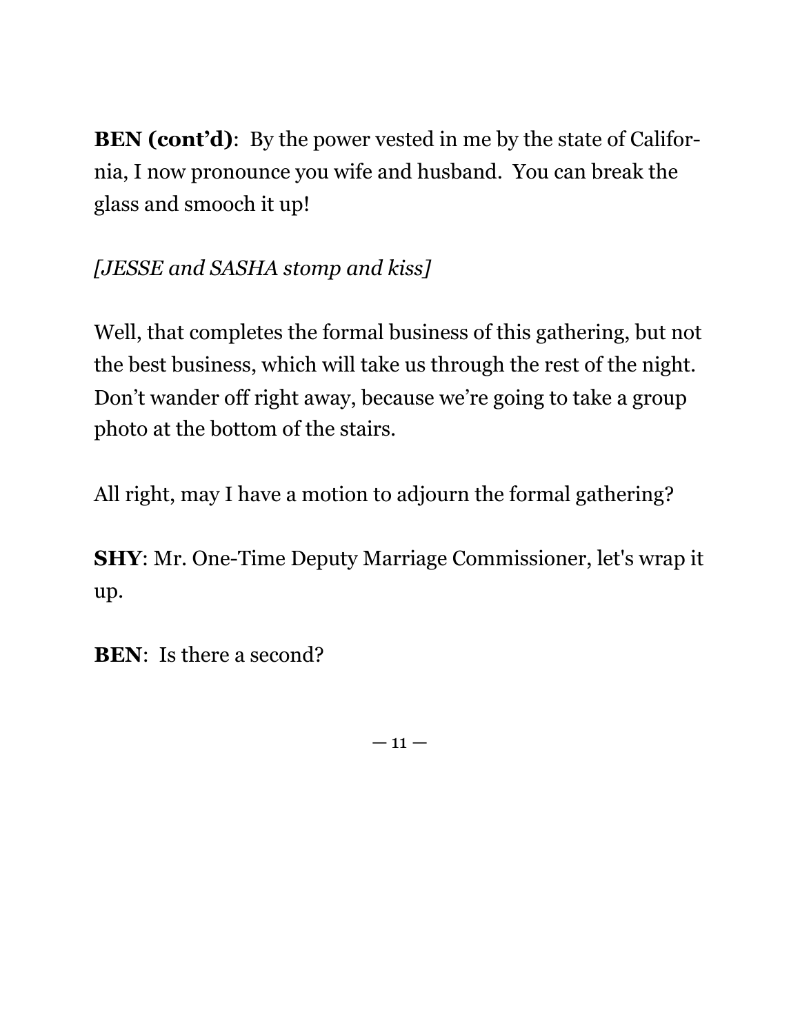**BEN (cont'd)**: By the power vested in me by the state of California, I now pronounce you wife and husband. You can break the glass and smooch it up!

*[JESSE and SASHA stomp and kiss]*

Well, that completes the formal business of this gathering, but not the best business, which will take us through the rest of the night. Don't wander off right away, because we're going to take a group photo at the bottom of the stairs.

All right, may I have a motion to adjourn the formal gathering?

**SHY**: Mr. One-Time Deputy Marriage Commissioner, let's wrap it up.

**BEN**: Is there a second?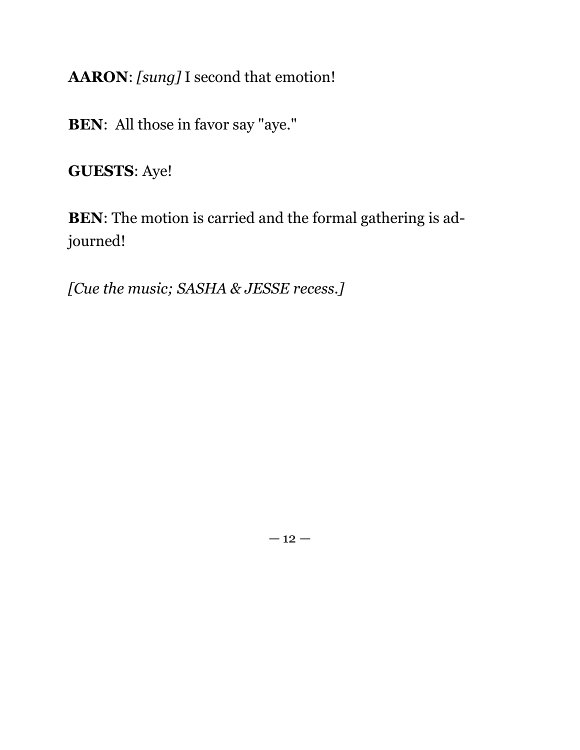**AARON**: *[sung]* I second that emotion!

**BEN**: All those in favor say "aye."

**GUESTS**: Aye!

**BEN**: The motion is carried and the formal gathering is adjourned!

*[Cue the music; SASHA & JESSE recess.]*